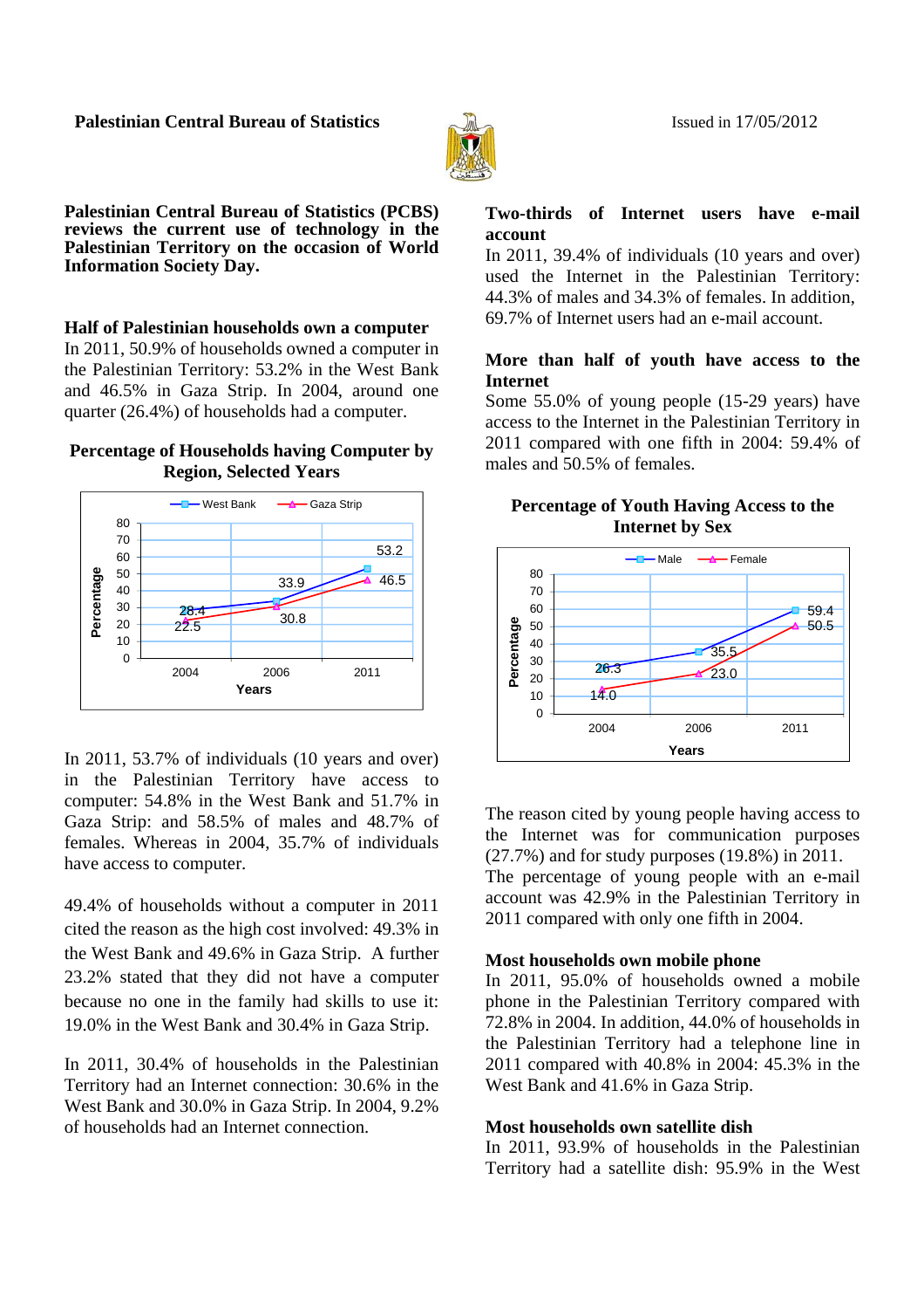**Palestinian Central Bureau of Statistics**

Issued in 17/05/2012

**Palestinian Central Bureau of Statistics (PCBS) reviews the current use of technology in the Palestinian Territory on the occasion of World Information Society Day.**

**Half of Palestinian households own a computer**

In 2011, 50.9% of households owned a computer in the Palestinian Territory: 53.2% in the West Bank and 46.5% in Gaza Strip. In 2004, around one quarter (26.4%) of households had a computer.

**Percentage of Households having Computer by Region, Selected Years**

| Years | West Bank | Gaza Strip |
|---|---|---|
| 2004 | 28.4 | 22.5 |
| 2006 | 33.9 | 30.8 |
| 2011 | 53.2 | 46.5 |

In 2011, 53.7% of individuals (10 years and over) in the Palestinian Territory have access to computer: 54.8% in the West Bank and 51.7% in Gaza Strip: and 58.5% of males and 48.7% of females. Whereas in 2004, 35.7% of individuals have access to computer.

49.4% of households without a computer in 2011 cited the reason as the high cost involved: 49.3% in the West Bank and 49.6% in Gaza Strip. A further 23.2% stated that they did not have a computer because no one in the family had skills to use it: 19.0% in the West Bank and 30.4% in Gaza Strip.

In 2011, 30.4% of households in the Palestinian Territory had an Internet connection: 30.6% in the West Bank and 30.0% in Gaza Strip. In 2004, 9.2% of households had an Internet connection.

**Two-thirds of Internet users have e-mail account**

In 2011, 39.4% of individuals (10 years and over) used the Internet in the Palestinian Territory: 44.3% of males and 34.3% of females. In addition, 69.7% of Internet users had an e-mail account.

**More than half of youth have access to the Internet**

Some 55.0% of young people (15-29 years) have access to the Internet in the Palestinian Territory in 2011 compared with one fifth in 2004: 59.4% of males and 50.5% of females.

**Percentage of Youth Having Access to the Internet by Sex**

| Years | Male | Female |
|---|---|---|
| 2004 | 26.3 | 14.0 |
| 2006 | 35.5 | 23.0 |
| 2011 | 59.4 | 50.5 |

The reason cited by young people having access to the Internet was for communication purposes (27.7%) and for study purposes (19.8%) in 2011.
The percentage of young people with an e-mail account was 42.9% in the Palestinian Territory in 2011 compared with only one fifth in 2004.

**Most households own mobile phone**

In 2011, 95.0% of households owned a mobile phone in the Palestinian Territory compared with 72.8% in 2004. In addition, 44.0% of households in the Palestinian Territory had a telephone line in 2011 compared with 40.8% in 2004: 45.3% in the West Bank and 41.6% in Gaza Strip.

**Most households own satellite dish**

In 2011, 93.9% of households in the Palestinian Territory had a satellite dish: 95.9% in the West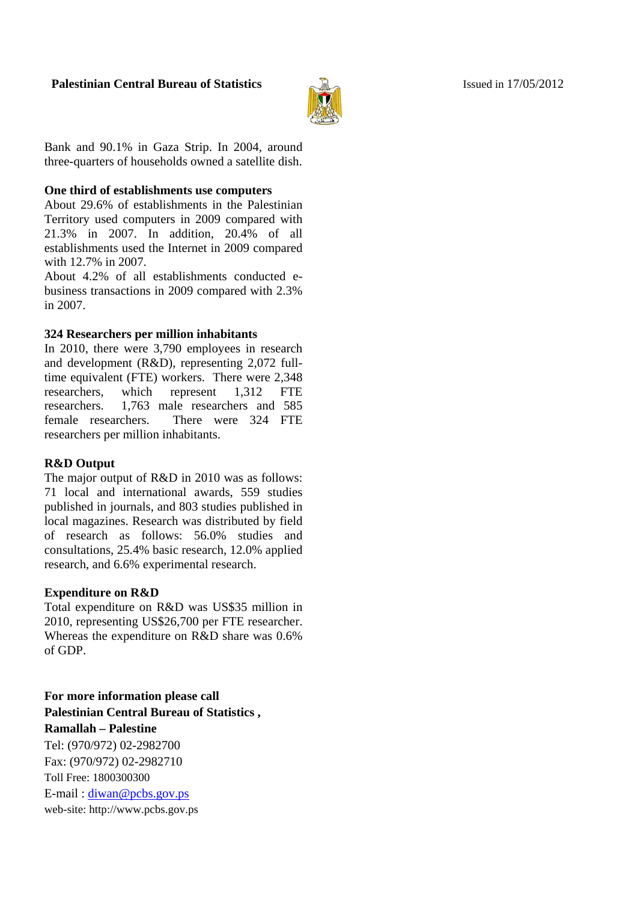Bank and 90.1% in Gaza Strip. In 2004, around three-quarters of households owned a satellite dish.

**One third of establishments use computers**

About 29.6% of establishments in the Palestinian Territory used computers in 2009 compared with 21.3% in 2007. In addition, 20.4% of all establishments used the Internet in 2009 compared with 12.7% in 2007.

About 4.2% of all establishments conducted e-business transactions in 2009 compared with 2.3% in 2007.

**324 Researchers per million inhabitants**

In 2010, there were 3,790 employees in research and development (R&D), representing 2,072 full-time equivalent (FTE) workers. There were 2,348 researchers, which represent 1,312 FTE researchers. 1,763 male researchers and 585 female researchers. There were 324 FTE researchers per million inhabitants.

**R&D Output**

The major output of R&D in 2010 was as follows: 71 local and international awards, 559 studies published in journals, and 803 studies published in local magazines. Research was distributed by field of research as follows: 56.0% studies and consultations, 25.4% basic research, 12.0% applied research, and 6.6% experimental research.

**Expenditure on R&D**

Total expenditure on R&D was US$35 million in 2010, representing US$26,700 per FTE researcher. Whereas the expenditure on R&D share was 0.6% of GDP.

**For more information please call**
**Palestinian Central Bureau of Statistics ,**
**Ramallah – Palestine**

Tel: (970/972) 02-2982700
Fax: (970/972) 02-2982710
Toll Free: 1800300300
E-mail : diwan@pcbs.gov.ps
web-site: http://www.pcbs.gov.ps